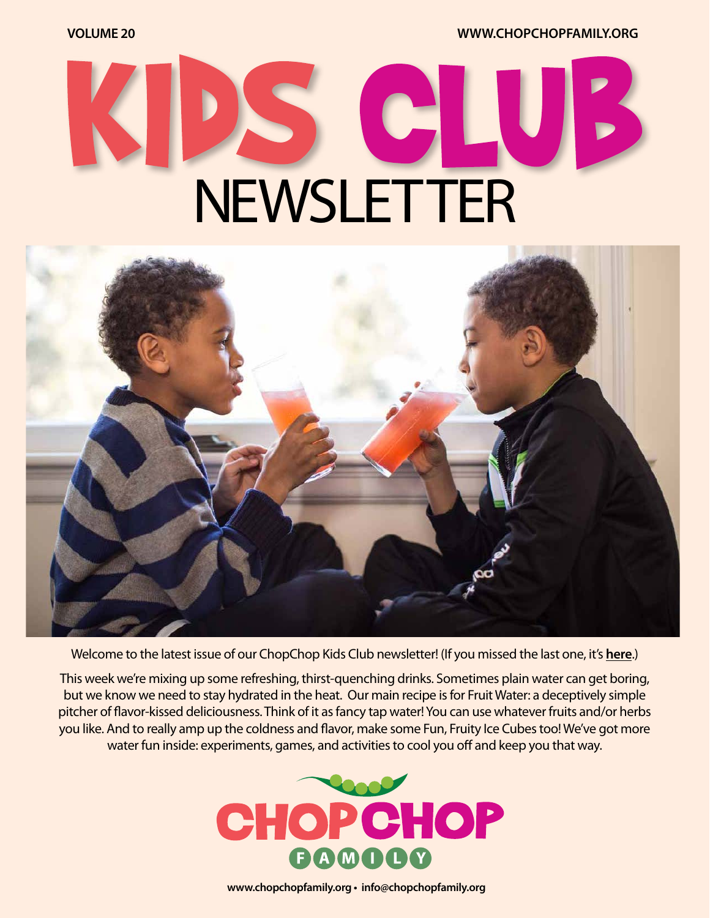VOLUME 20 WWW.CHOPCHOPFAMILY.ORG

# KIDS CLUB NEWSLETTER

Welcome to the latest issue of our ChopChop Kids Club newsletter! (If you missed the last one, it's **here**.)

This week we're mixing up some refreshing, thirst-quenching drinks. Sometimes plain water can get boring, but we know we need to stay hydrated in the heat. Our main recipe is for Fruit Water: a deceptively simple pitcher of flavor-kissed deliciousness. Think of it as fancy tap water! You can use whatever fruits and/or herbs you like. And to really amp up the coldness and flavor, make some Fun, Fruity Ice Cubes too! We've got more water fun inside: experiments, games, and activities to cool you off and keep you that way.

CHOPCHOP FAMILY

**www.chopchopfamily.org • info@chopchopfamily.org**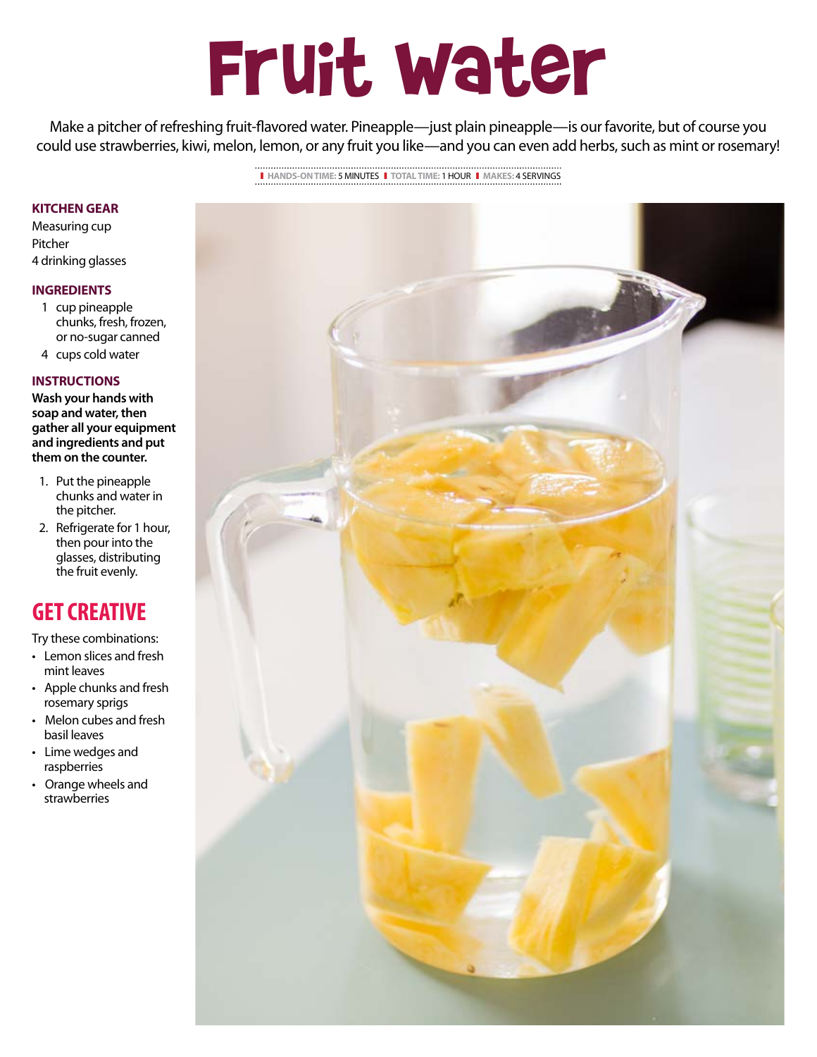# Fruit Water

Make a pitcher of refreshing fruit-flavored water. Pineapple—just plain pineapple—is our favorite, but of course you could use strawberries, kiwi, melon, lemon, or any fruit you like—and you can even add herbs, such as mint or rosemary!

HANDS-ON TIME: 5 MINUTES | TOTAL TIME: 1 HOUR | MAKES: 4 SERVINGS

### KITCHEN GEAR

Measuring cup
Pitcher
4 drinking glasses

### INGREDIENTS

- 1 cup pineapple chunks, fresh, frozen, or no-sugar canned
- 4 cups cold water

### INSTRUCTIONS

**Wash your hands with soap and water, then gather all your equipment and ingredients and put them on the counter.**

1. Put the pineapple chunks and water in the pitcher.
2. Refrigerate for 1 hour, then pour into the glasses, distributing the fruit evenly.

## GET CREATIVE

Try these combinations:

- Lemon slices and fresh mint leaves
- Apple chunks and fresh rosemary sprigs
- Melon cubes and fresh basil leaves
- Lime wedges and raspberries
- Orange wheels and strawberries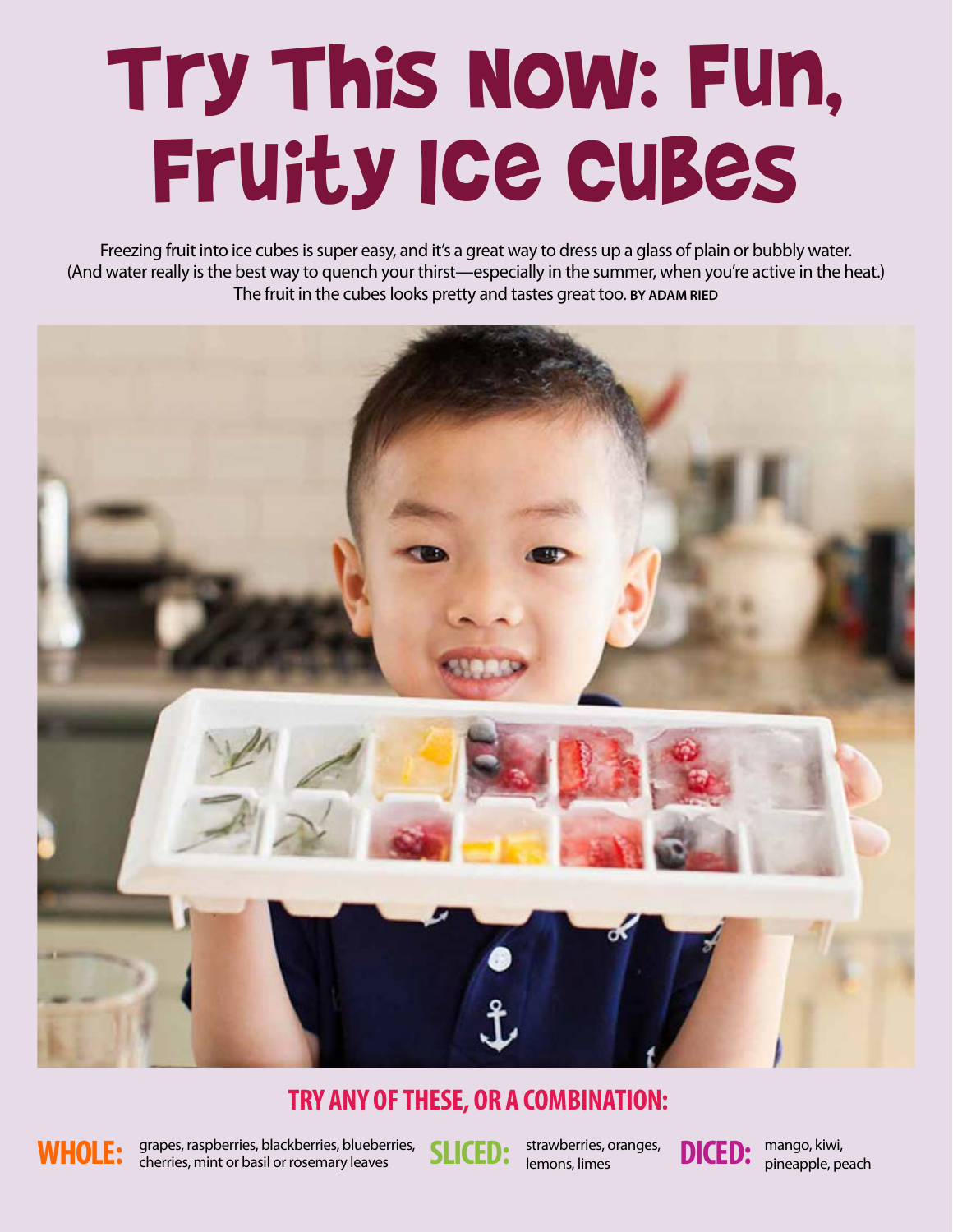# Try This Now: Fun, Fruity Ice Cubes

Freezing fruit into ice cubes is super easy, and it's a great way to dress up a glass of plain or bubbly water. (And water really is the best way to quench your thirst—especially in the summer, when you're active in the heat.) The fruit in the cubes looks pretty and tastes great too. **BY ADAM RIED**

## TRY ANY OF THESE, OR A COMBINATION:

**WHOLE:** grapes, raspberries, blackberries, blueberries, cherries, mint or basil or rosemary leaves

**SLICED:** strawberries, oranges, lemons, limes

**DICED:** mango, kiwi, pineapple, peach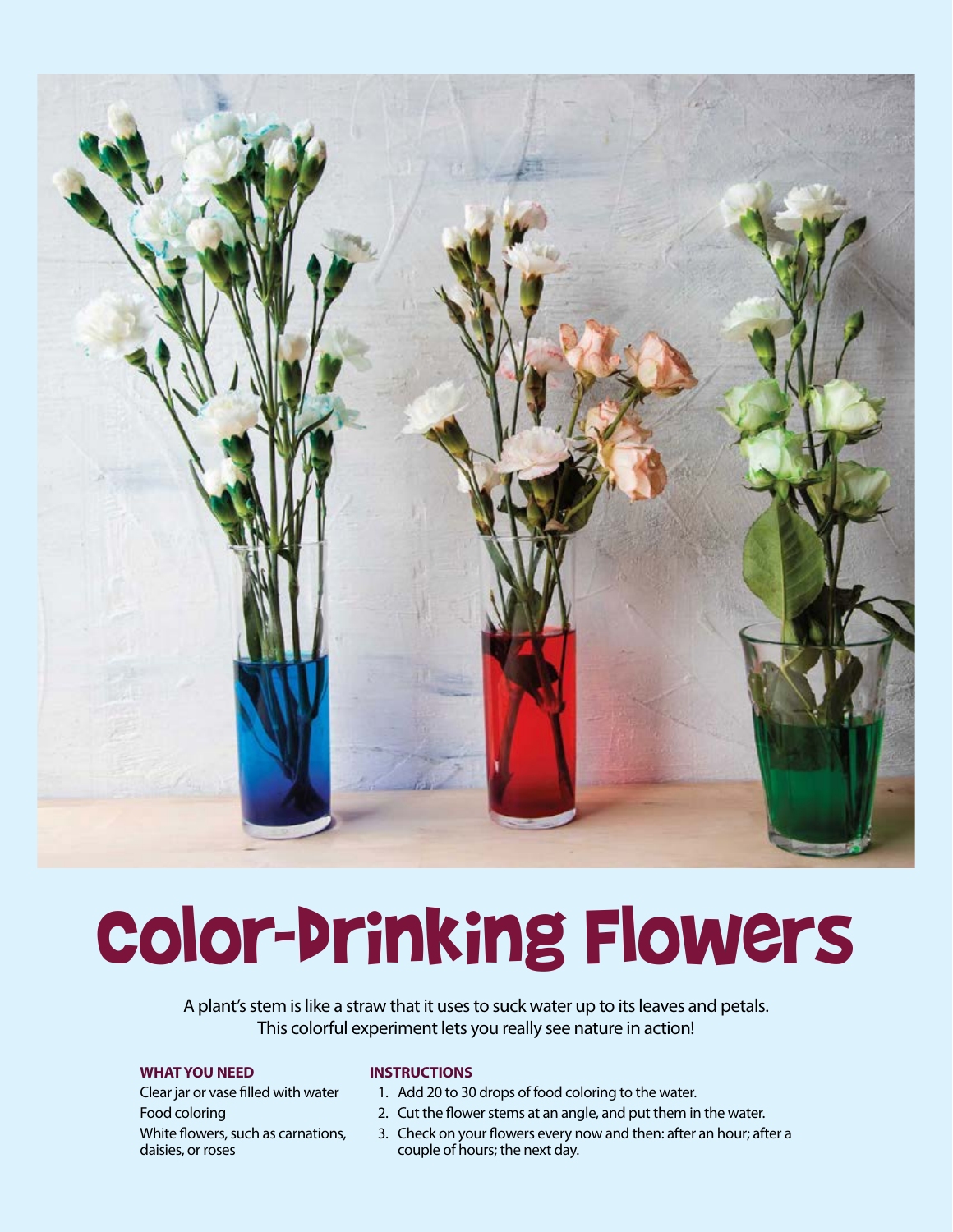# Color-Drinking Flowers

A plant's stem is like a straw that it uses to suck water up to its leaves and petals. This colorful experiment lets you really see nature in action!

**WHAT YOU NEED**

Clear jar or vase filled with water

Food coloring

White flowers, such as carnations, daisies, or roses

**INSTRUCTIONS**

1. Add 20 to 30 drops of food coloring to the water.
2. Cut the flower stems at an angle, and put them in the water.
3. Check on your flowers every now and then: after an hour; after a couple of hours; the next day.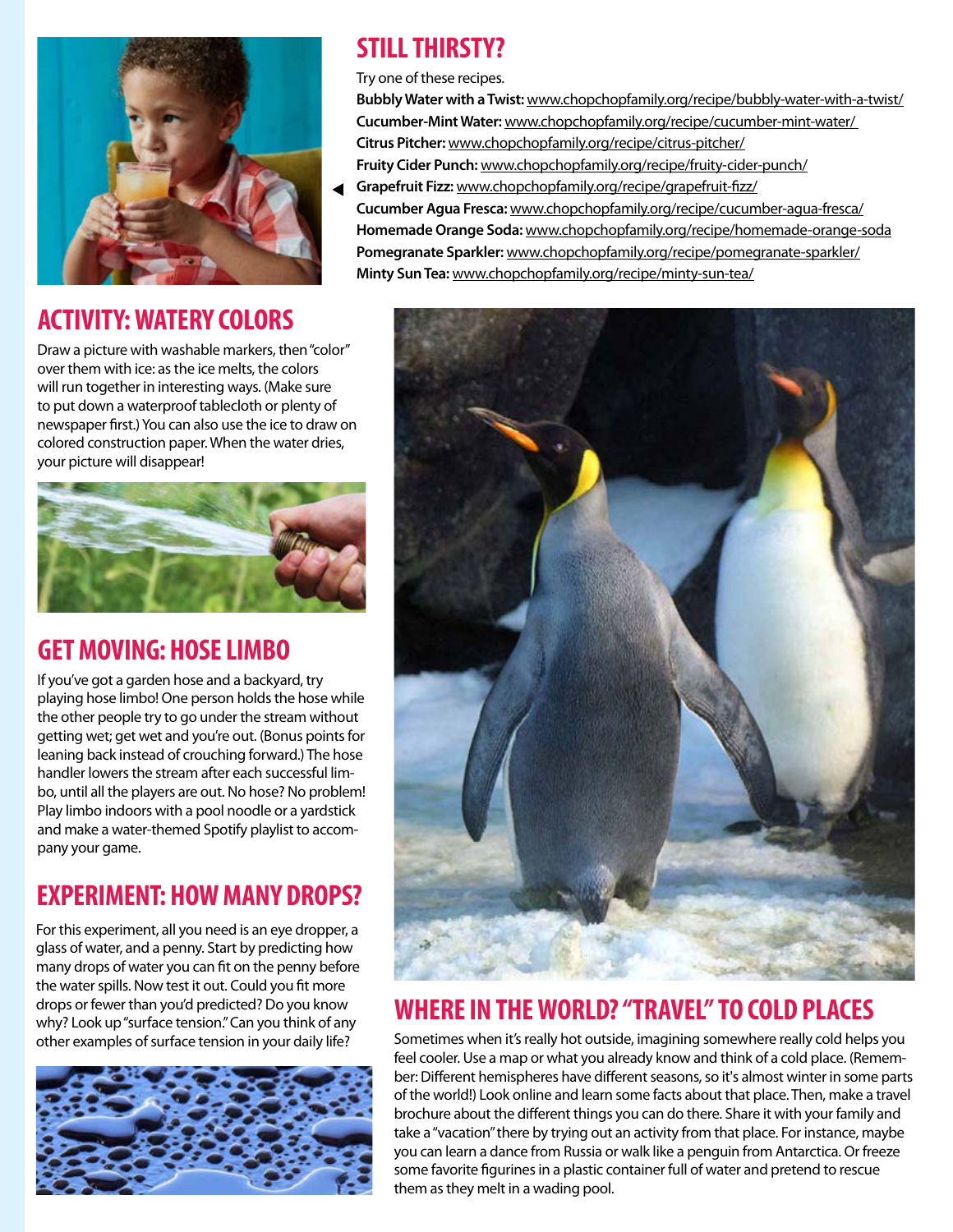## STILL THIRSTY?

Try one of these recipes.

**Bubbly Water with a Twist:** www.chopchopfamily.org/recipe/bubbly-water-with-a-twist/
**Cucumber-Mint Water:** www.chopchopfamily.org/recipe/cucumber-mint-water/
**Citrus Pitcher:** www.chopchopfamily.org/recipe/citrus-pitcher/
**Fruity Cider Punch:** www.chopchopfamily.org/recipe/fruity-cider-punch/
**Grapefruit Fizz:** www.chopchopfamily.org/recipe/grapefruit-fizz/
**Cucumber Agua Fresca:** www.chopchopfamily.org/recipe/cucumber-agua-fresca/
**Homemade Orange Soda:** www.chopchopfamily.org/recipe/homemade-orange-soda
**Pomegranate Sparkler:** www.chopchopfamily.org/recipe/pomegranate-sparkler/
**Minty Sun Tea:** www.chopchopfamily.org/recipe/minty-sun-tea/

## ACTIVITY: WATERY COLORS

Draw a picture with washable markers, then "color" over them with ice: as the ice melts, the colors will run together in interesting ways. (Make sure to put down a waterproof tablecloth or plenty of newspaper first.) You can also use the ice to draw on colored construction paper. When the water dries, your picture will disappear!

## GET MOVING: HOSE LIMBO

If you've got a garden hose and a backyard, try playing hose limbo! One person holds the hose while the other people try to go under the stream without getting wet; get wet and you're out. (Bonus points for leaning back instead of crouching forward.) The hose handler lowers the stream after each successful limbo, until all the players are out. No hose? No problem! Play limbo indoors with a pool noodle or a yardstick and make a water-themed Spotify playlist to accompany your game.

## EXPERIMENT: HOW MANY DROPS?

For this experiment, all you need is an eye dropper, a glass of water, and a penny. Start by predicting how many drops of water you can fit on the penny before the water spills. Now test it out. Could you fit more drops or fewer than you'd predicted? Do you know why? Look up "surface tension." Can you think of any other examples of surface tension in your daily life?

## WHERE IN THE WORLD? "TRAVEL" TO COLD PLACES

Sometimes when it's really hot outside, imagining somewhere really cold helps you feel cooler. Use a map or what you already know and think of a cold place. (Remember: Different hemispheres have different seasons, so it's almost winter in some parts of the world!) Look online and learn some facts about that place. Then, make a travel brochure about the different things you can do there. Share it with your family and take a "vacation" there by trying out an activity from that place. For instance, maybe you can learn a dance from Russia or walk like a penguin from Antarctica. Or freeze some favorite figurines in a plastic container full of water and pretend to rescue them as they melt in a wading pool.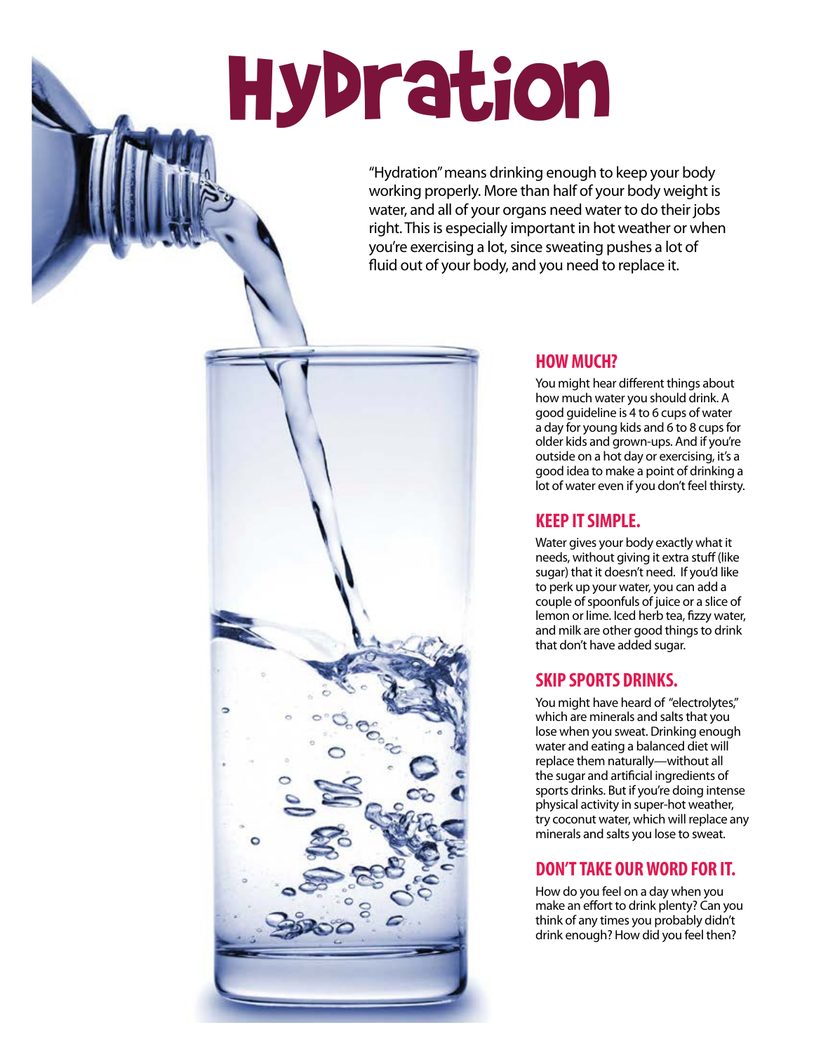# Hydration

"Hydration" means drinking enough to keep your body working properly. More than half of your body weight is water, and all of your organs need water to do their jobs right. This is especially important in hot weather or when you're exercising a lot, since sweating pushes a lot of fluid out of your body, and you need to replace it.

## HOW MUCH?

You might hear different things about how much water you should drink. A good guideline is 4 to 6 cups of water a day for young kids and 6 to 8 cups for older kids and grown-ups. And if you're outside on a hot day or exercising, it's a good idea to make a point of drinking a lot of water even if you don't feel thirsty.

## KEEP IT SIMPLE.

Water gives your body exactly what it needs, without giving it extra stuff (like sugar) that it doesn't need. If you'd like to perk up your water, you can add a couple of spoonfuls of juice or a slice of lemon or lime. Iced herb tea, fizzy water, and milk are other good things to drink that don't have added sugar.

## SKIP SPORTS DRINKS.

You might have heard of "electrolytes," which are minerals and salts that you lose when you sweat. Drinking enough water and eating a balanced diet will replace them naturally—without all the sugar and artificial ingredients of sports drinks. But if you're doing intense physical activity in super-hot weather, try coconut water, which will replace any minerals and salts you lose to sweat.

## DON'T TAKE OUR WORD FOR IT.

How do you feel on a day when you make an effort to drink plenty? Can you think of any times you probably didn't drink enough? How did you feel then?